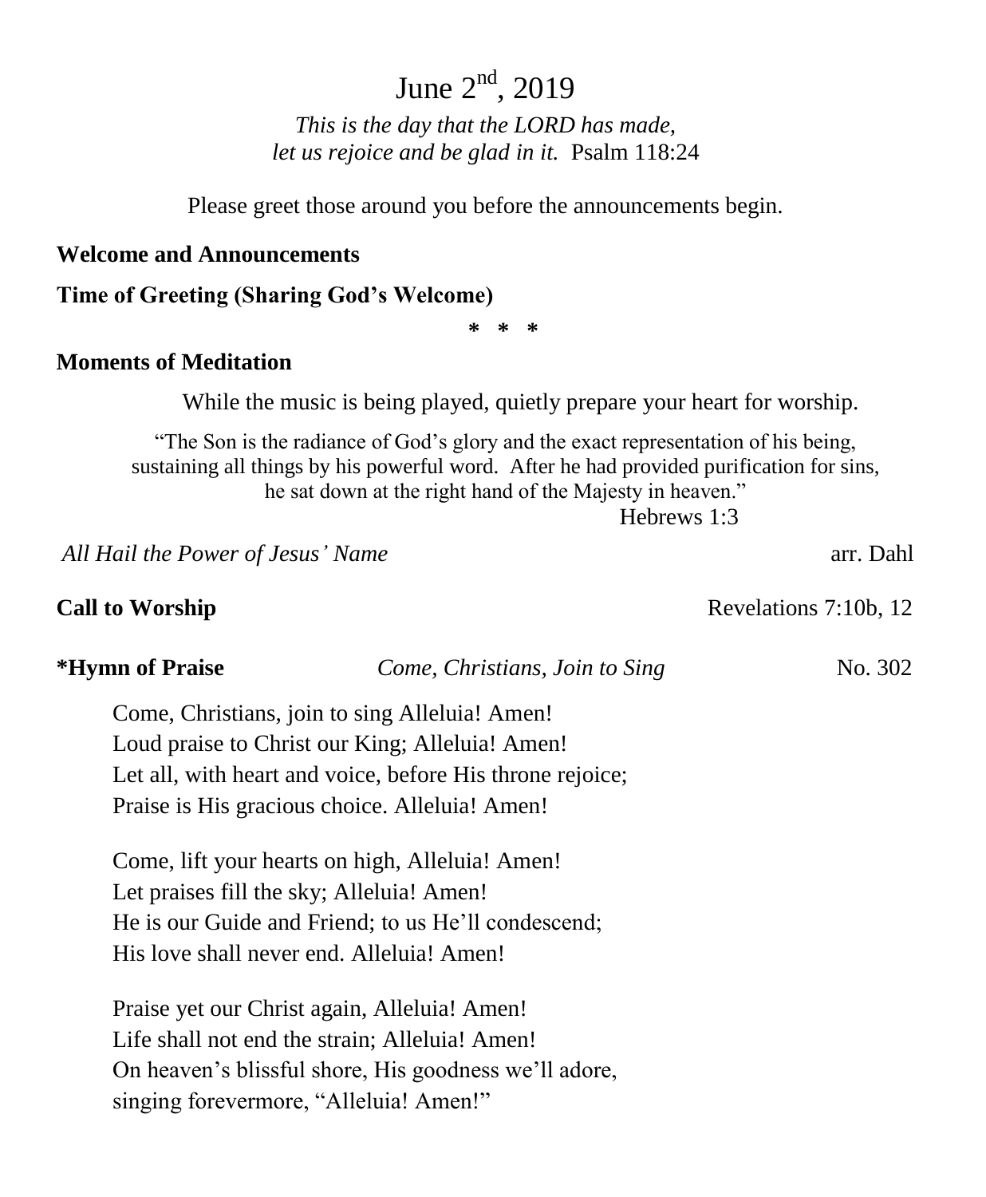# June 2nd, 2019

*This is the day that the LORD has made,*
*let us rejoice and be glad in it.* Psalm 118:24

Please greet those around you before the announcements begin.

**Welcome and Announcements**

**Time of Greeting (Sharing God's Welcome)**

\* \* \*

**Moments of Meditation**

While the music is being played, quietly prepare your heart for worship.

"The Son is the radiance of God's glory and the exact representation of his being, sustaining all things by his powerful word. After he had provided purification for sins, he sat down at the right hand of the Majesty in heaven."
Hebrews 1:3

*All Hail the Power of Jesus' Name* arr. Dahl

**Call to Worship** Revelations 7:10b, 12

**\*Hymn of Praise** *Come, Christians, Join to Sing* No. 302

Come, Christians, join to sing Alleluia! Amen!
Loud praise to Christ our King; Alleluia! Amen!
Let all, with heart and voice, before His throne rejoice;
Praise is His gracious choice. Alleluia! Amen!

Come, lift your hearts on high, Alleluia! Amen!
Let praises fill the sky; Alleluia! Amen!
He is our Guide and Friend; to us He'll condescend;
His love shall never end. Alleluia! Amen!

Praise yet our Christ again, Alleluia! Amen!
Life shall not end the strain; Alleluia! Amen!
On heaven's blissful shore, His goodness we'll adore,
singing forevermore, "Alleluia! Amen!"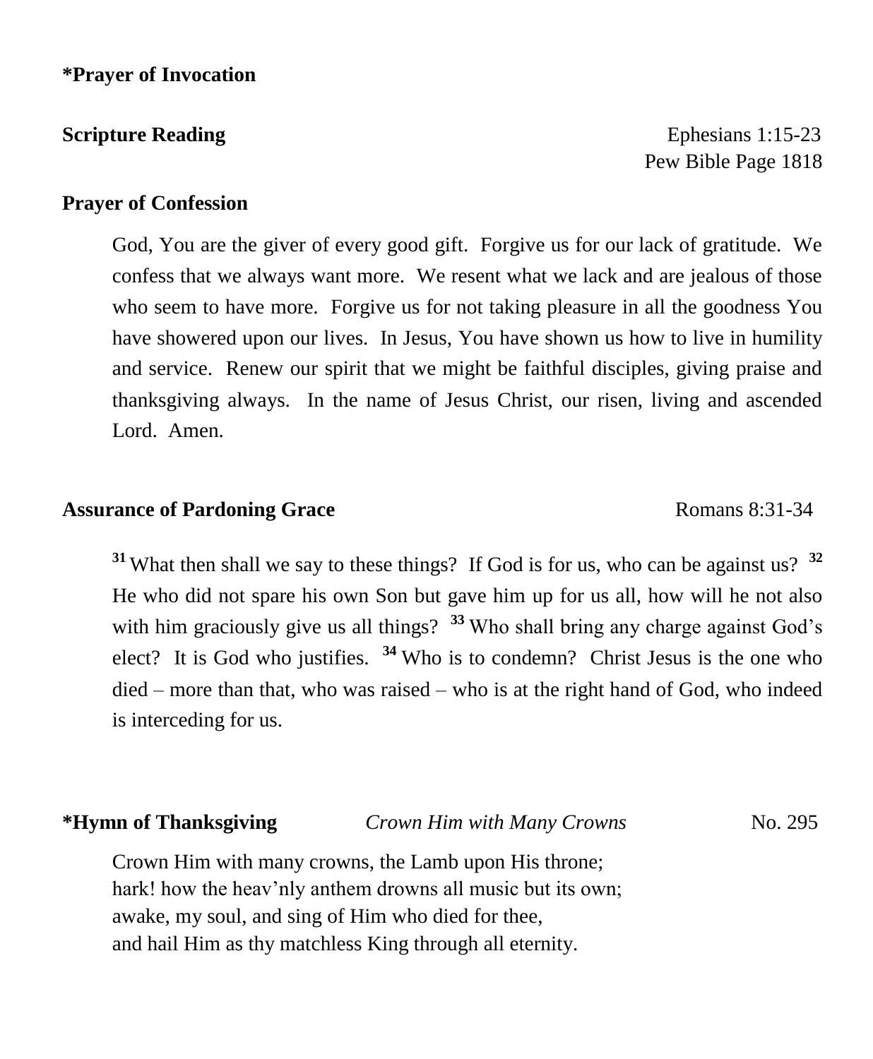**\*Prayer of Invocation**

**Scripture Reading** Ephesians 1:15-23
Pew Bible Page 1818

**Prayer of Confession**

God, You are the giver of every good gift. Forgive us for our lack of gratitude. We confess that we always want more. We resent what we lack and are jealous of those who seem to have more. Forgive us for not taking pleasure in all the goodness You have showered upon our lives. In Jesus, You have shown us how to live in humility and service. Renew our spirit that we might be faithful disciples, giving praise and thanksgiving always. In the name of Jesus Christ, our risen, living and ascended Lord. Amen.

**Assurance of Pardoning Grace** Romans 8:31-34

[31] What then shall we say to these things? If God is for us, who can be against us? [32] He who did not spare his own Son but gave him up for us all, how will he not also with him graciously give us all things? [33] Who shall bring any charge against God's elect? It is God who justifies. [34] Who is to condemn? Christ Jesus is the one who died – more than that, who was raised – who is at the right hand of God, who indeed is interceding for us.

**\*Hymn of Thanksgiving** *Crown Him with Many Crowns* No. 295

Crown Him with many crowns, the Lamb upon His throne;
hark! how the heav'nly anthem drowns all music but its own;
awake, my soul, and sing of Him who died for thee,
and hail Him as thy matchless King through all eternity.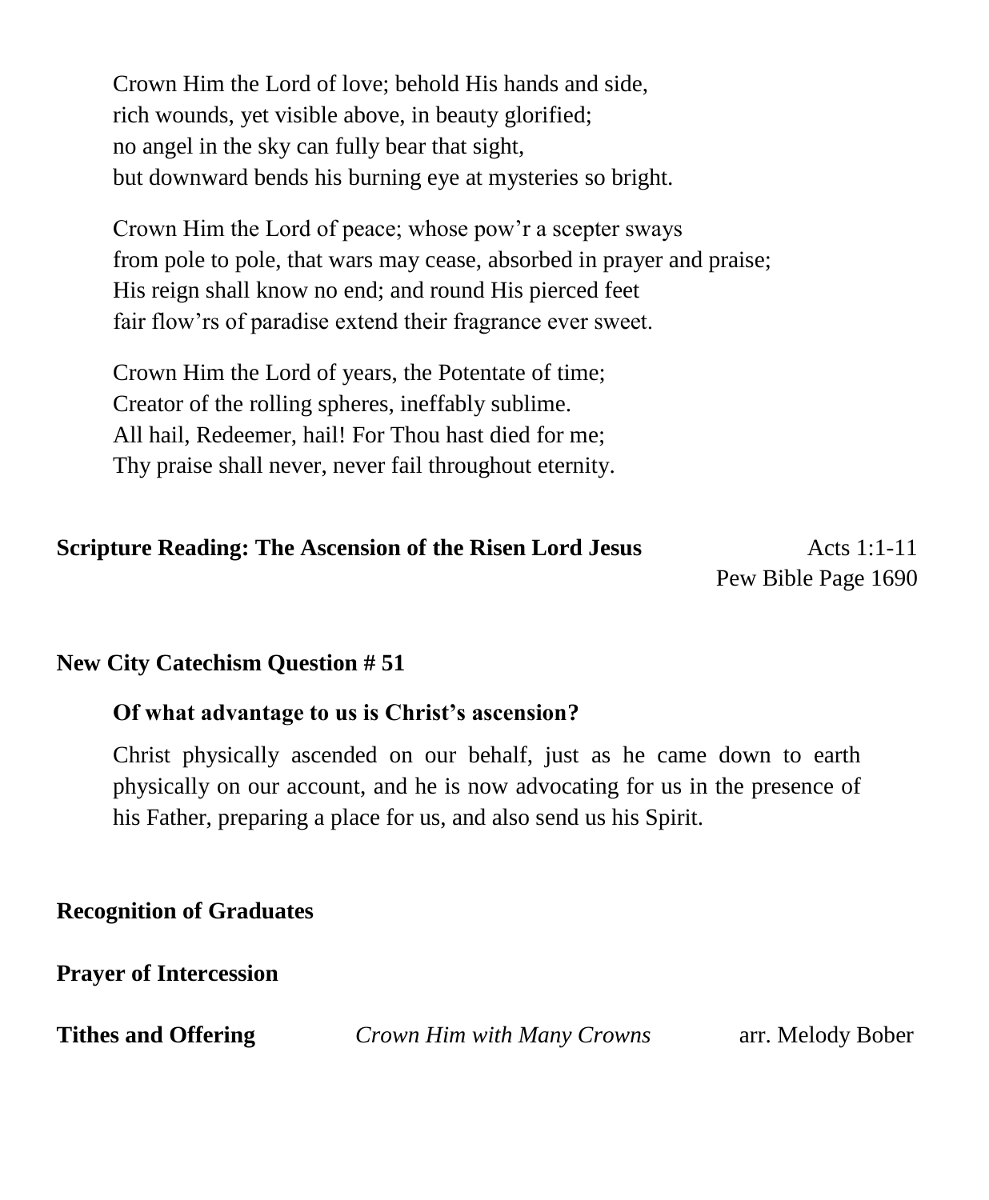Crown Him the Lord of love; behold His hands and side,
rich wounds, yet visible above, in beauty glorified;
no angel in the sky can fully bear that sight,
but downward bends his burning eye at mysteries so bright.

Crown Him the Lord of peace; whose pow'r a scepter sways
from pole to pole, that wars may cease, absorbed in prayer and praise;
His reign shall know no end; and round His pierced feet
fair flow'rs of paradise extend their fragrance ever sweet.

Crown Him the Lord of years, the Potentate of time;
Creator of the rolling spheres, ineffably sublime.
All hail, Redeemer, hail! For Thou hast died for me;
Thy praise shall never, never fail throughout eternity.

**Scripture Reading: The Ascension of the Risen Lord Jesus** Acts 1:1-11
Pew Bible Page 1690

**New City Catechism Question # 51**

**Of what advantage to us is Christ's ascension?**

Christ physically ascended on our behalf, just as he came down to earth physically on our account, and he is now advocating for us in the presence of his Father, preparing a place for us, and also send us his Spirit.

**Recognition of Graduates**

**Prayer of Intercession**

**Tithes and Offering** *Crown Him with Many Crowns* arr. Melody Bober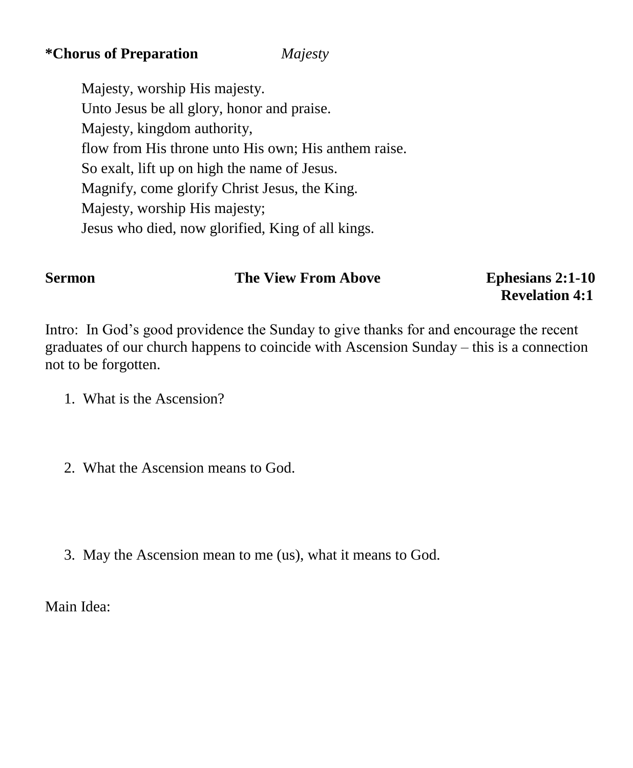**\*Chorus of Preparation** *Majesty*

Majesty, worship His majesty.
Unto Jesus be all glory, honor and praise.
Majesty, kingdom authority,
flow from His throne unto His own; His anthem raise.
So exalt, lift up on high the name of Jesus.
Magnify, come glorify Christ Jesus, the King.
Majesty, worship His majesty;
Jesus who died, now glorified, King of all kings.

**Sermon** **The View From Above** **Ephesians 2:1-10**
**Revelation 4:1**

Intro: In God's good providence the Sunday to give thanks for and encourage the recent graduates of our church happens to coincide with Ascension Sunday – this is a connection not to be forgotten.

1. What is the Ascension?

2. What the Ascension means to God.

3. May the Ascension mean to me (us), what it means to God.

Main Idea: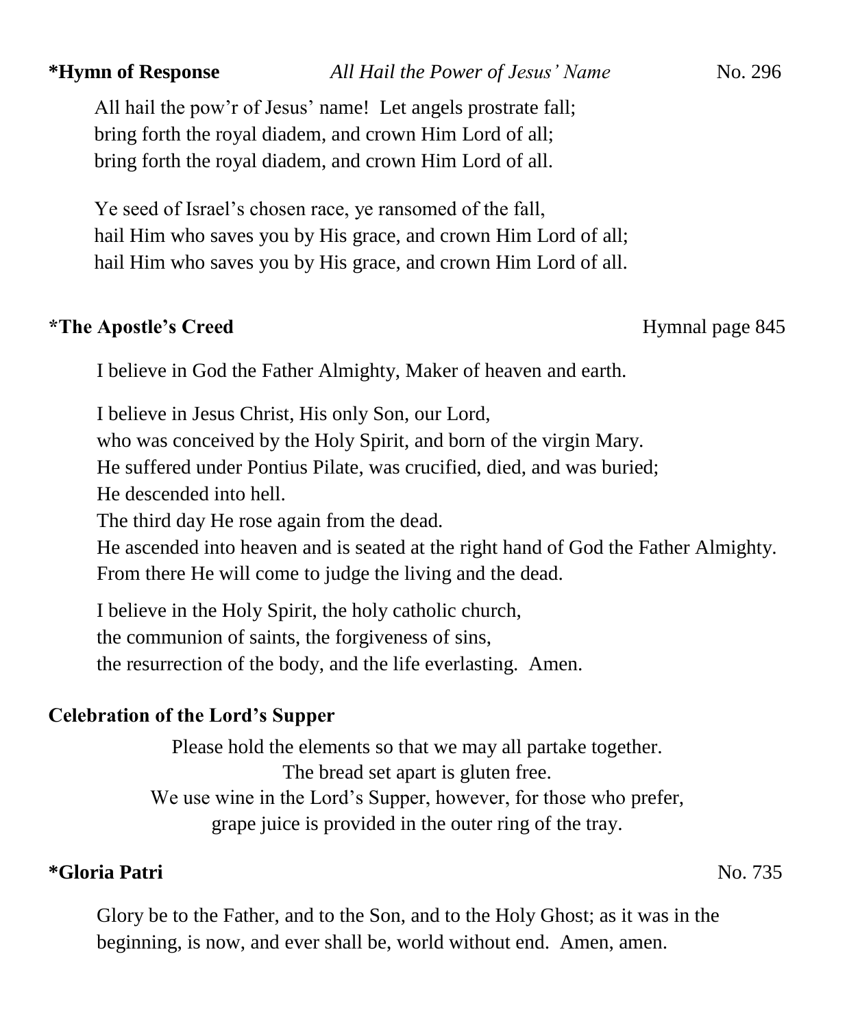**\*Hymn of Response** *All Hail the Power of Jesus' Name* No. 296

All hail the pow'r of Jesus' name! Let angels prostrate fall;
bring forth the royal diadem, and crown Him Lord of all;
bring forth the royal diadem, and crown Him Lord of all.

Ye seed of Israel's chosen race, ye ransomed of the fall,
hail Him who saves you by His grace, and crown Him Lord of all;
hail Him who saves you by His grace, and crown Him Lord of all.

**\*The Apostle's Creed** Hymnal page 845

I believe in God the Father Almighty, Maker of heaven and earth.

I believe in Jesus Christ, His only Son, our Lord,
who was conceived by the Holy Spirit, and born of the virgin Mary.
He suffered under Pontius Pilate, was crucified, died, and was buried;
He descended into hell.
The third day He rose again from the dead.
He ascended into heaven and is seated at the right hand of God the Father Almighty.
From there He will come to judge the living and the dead.

I believe in the Holy Spirit, the holy catholic church,
the communion of saints, the forgiveness of sins,
the resurrection of the body, and the life everlasting. Amen.

**Celebration of the Lord's Supper**

Please hold the elements so that we may all partake together.
The bread set apart is gluten free.
We use wine in the Lord's Supper, however, for those who prefer,
grape juice is provided in the outer ring of the tray.

**\*Gloria Patri** No. 735

Glory be to the Father, and to the Son, and to the Holy Ghost; as it was in the beginning, is now, and ever shall be, world without end. Amen, amen.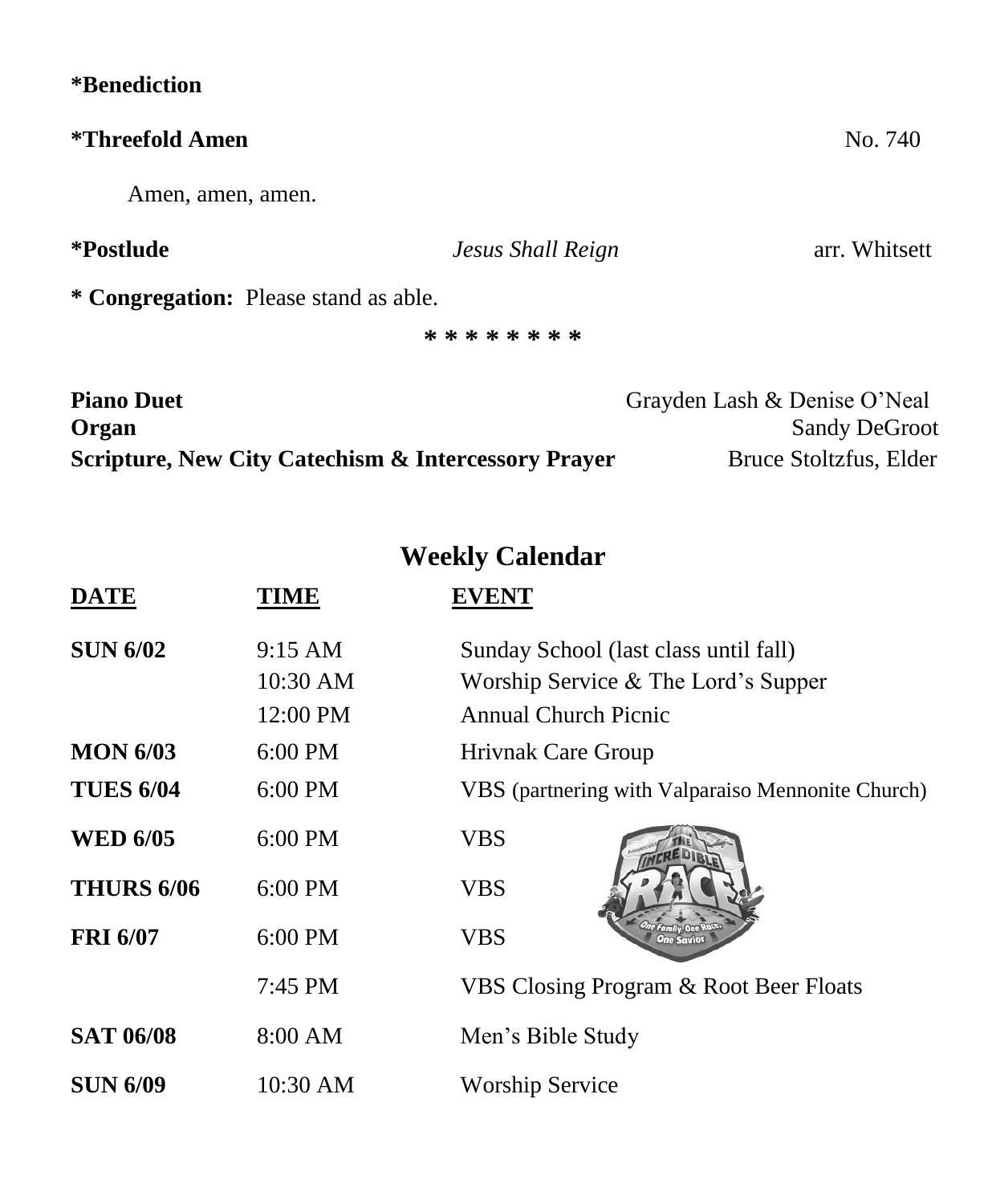**\*Benediction**

**\*Threefold Amen** No. 740

Amen, amen, amen.

**\*Postlude** *Jesus Shall Reign* arr. Whitsett

**\* Congregation:** Please stand as able.

\* \* \* \* \* \* \* \*

**Piano Duet** Grayden Lash & Denise O'Neal
**Organ** Sandy DeGroot
**Scripture, New City Catechism & Intercessory Prayer** Bruce Stoltzfus, Elder

## Weekly Calendar

| DATE | TIME | EVENT |
|---|---|---|
| **SUN 6/02** | 9:15 AM | Sunday School (last class until fall) |
| | 10:30 AM | Worship Service & The Lord's Supper |
| | 12:00 PM | Annual Church Picnic |
| **MON 6/03** | 6:00 PM | Hrivnak Care Group |
| **TUES 6/04** | 6:00 PM | VBS (partnering with Valparaiso Mennonite Church) |
| **WED 6/05** | 6:00 PM | VBS |
| **THURS 6/06** | 6:00 PM | VBS |
| **FRI 6/07** | 6:00 PM | VBS |
| | 7:45 PM | VBS Closing Program & Root Beer Floats |
| **SAT 06/08** | 8:00 AM | Men's Bible Study |
| **SUN 6/09** | 10:30 AM | Worship Service |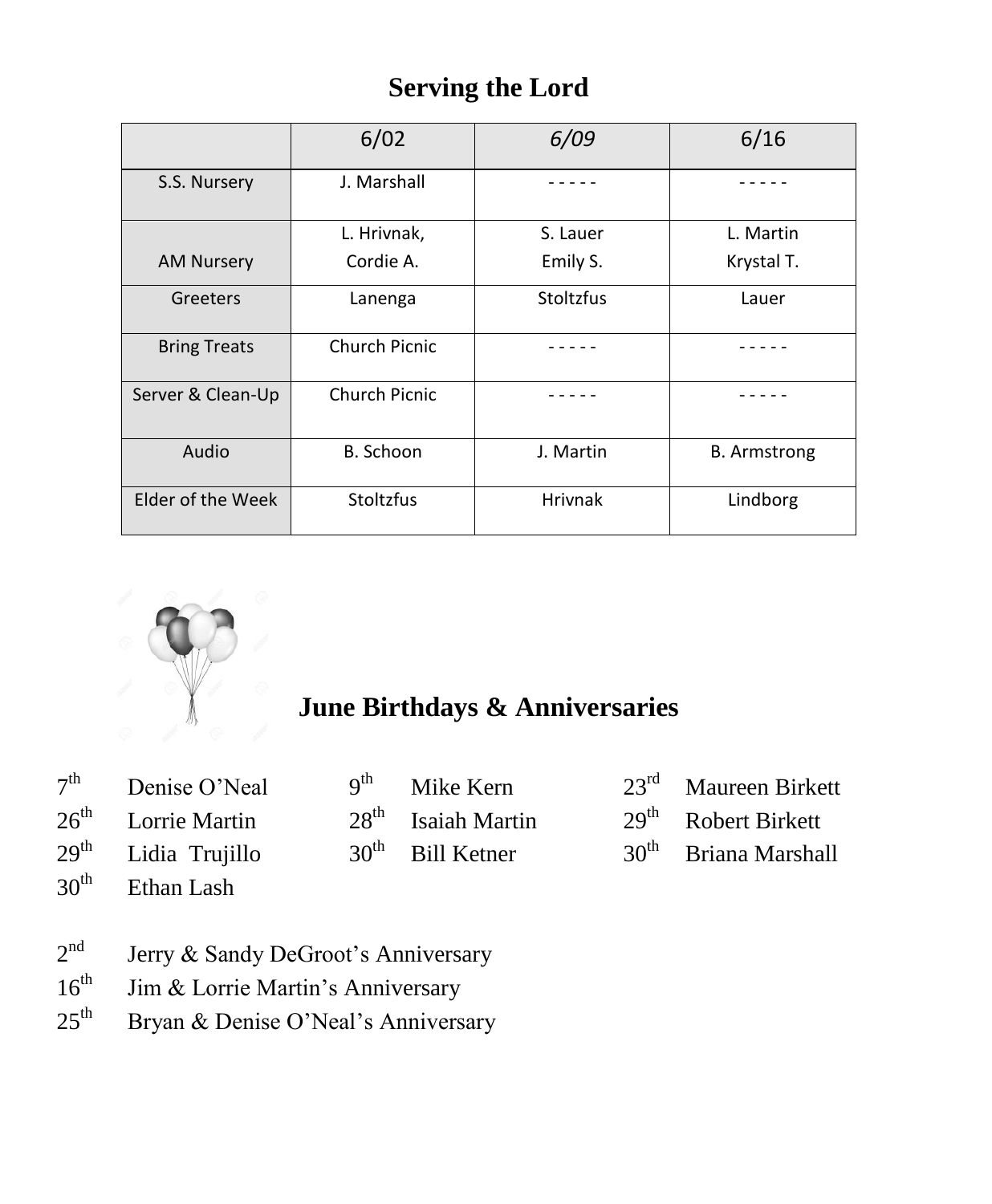# Serving the Lord

| | 6/02 | *6/09* | 6/16 |
|---|---|---|---|
| S.S. Nursery | J. Marshall | - - - - - | - - - - - |
| AM Nursery | L. Hrivnak, Cordie A. | S. Lauer Emily S. | L. Martin Krystal T. |
| Greeters | Lanenga | Stoltzfus | Lauer |
| Bring Treats | Church Picnic | - - - - - | - - - - - |
| Server & Clean-Up | Church Picnic | - - - - - | - - - - - |
| Audio | B. Schoon | J. Martin | B. Armstrong |
| Elder of the Week | Stoltzfus | Hrivnak | Lindborg |

## June Birthdays & Anniversaries

7th Denise O'Neal
26th Lorrie Martin
29th Lidia Trujillo
30th Ethan Lash
9th Mike Kern
28th Isaiah Martin
30th Bill Ketner
23rd Maureen Birkett
29th Robert Birkett
30th Briana Marshall

2nd Jerry & Sandy DeGroot's Anniversary
16th Jim & Lorrie Martin's Anniversary
25th Bryan & Denise O'Neal's Anniversary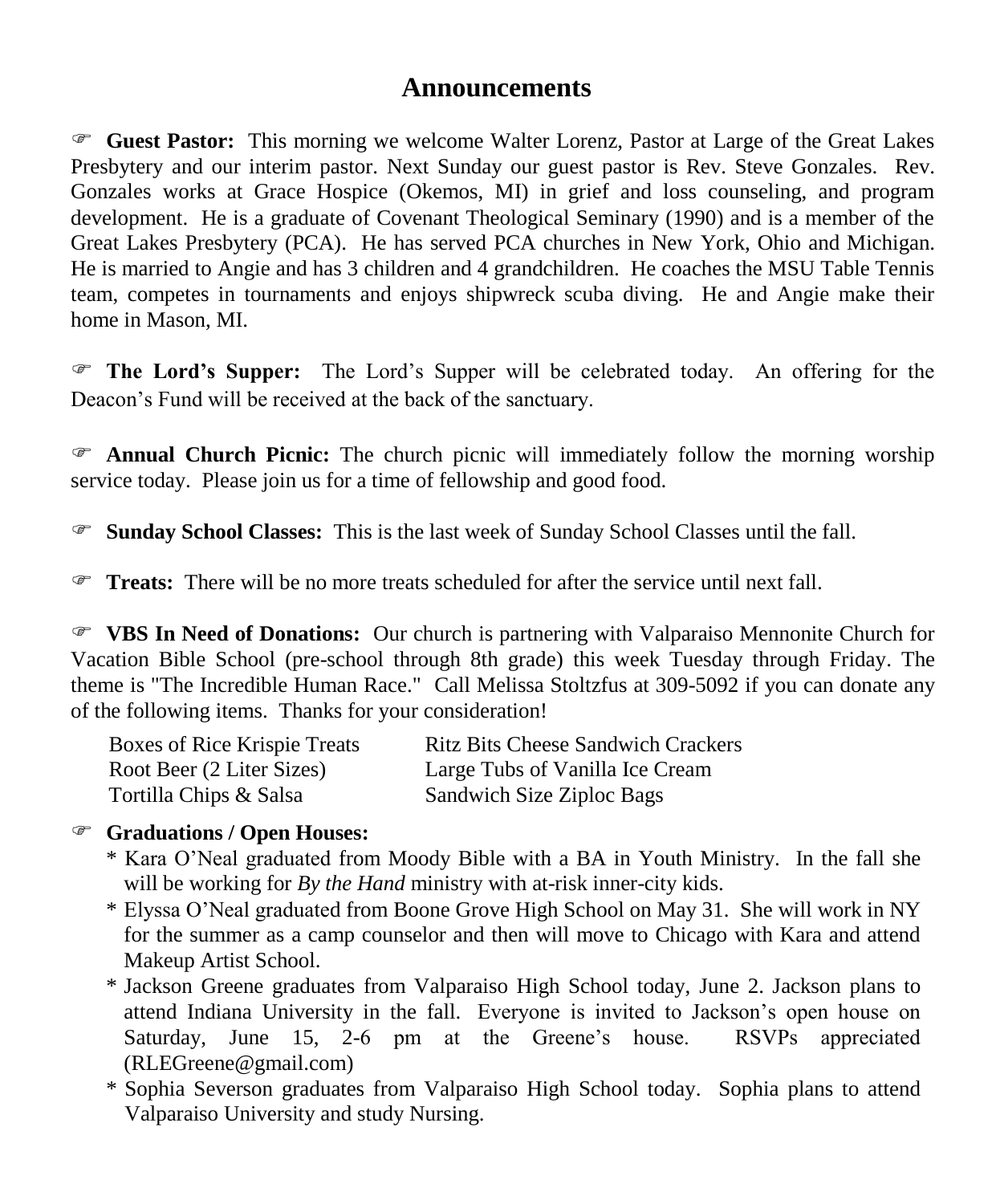# Announcements

☞ **Guest Pastor:** This morning we welcome Walter Lorenz, Pastor at Large of the Great Lakes Presbytery and our interim pastor. Next Sunday our guest pastor is Rev. Steve Gonzales. Rev. Gonzales works at Grace Hospice (Okemos, MI) in grief and loss counseling, and program development. He is a graduate of Covenant Theological Seminary (1990) and is a member of the Great Lakes Presbytery (PCA). He has served PCA churches in New York, Ohio and Michigan. He is married to Angie and has 3 children and 4 grandchildren. He coaches the MSU Table Tennis team, competes in tournaments and enjoys shipwreck scuba diving. He and Angie make their home in Mason, MI.

☞ **The Lord's Supper:** The Lord's Supper will be celebrated today. An offering for the Deacon's Fund will be received at the back of the sanctuary.

☞ **Annual Church Picnic:** The church picnic will immediately follow the morning worship service today. Please join us for a time of fellowship and good food.

☞ **Sunday School Classes:** This is the last week of Sunday School Classes until the fall.

☞ **Treats:** There will be no more treats scheduled for after the service until next fall.

☞ **VBS In Need of Donations:** Our church is partnering with Valparaiso Mennonite Church for Vacation Bible School (pre-school through 8th grade) this week Tuesday through Friday. The theme is "The Incredible Human Race." Call Melissa Stoltzfus at 309-5092 if you can donate any of the following items. Thanks for your consideration!

| | |
|---|---|
| Boxes of Rice Krispie Treats | Ritz Bits Cheese Sandwich Crackers |
| Root Beer (2 Liter Sizes) | Large Tubs of Vanilla Ice Cream |
| Tortilla Chips & Salsa | Sandwich Size Ziploc Bags |

☞ **Graduations / Open Houses:**

- Kara O'Neal graduated from Moody Bible with a BA in Youth Ministry. In the fall she will be working for *By the Hand* ministry with at-risk inner-city kids.
- Elyssa O'Neal graduated from Boone Grove High School on May 31. She will work in NY for the summer as a camp counselor and then will move to Chicago with Kara and attend Makeup Artist School.
- Jackson Greene graduates from Valparaiso High School today, June 2. Jackson plans to attend Indiana University in the fall. Everyone is invited to Jackson's open house on Saturday, June 15, 2-6 pm at the Greene's house. RSVPs appreciated (RLEGreene@gmail.com)
- Sophia Severson graduates from Valparaiso High School today. Sophia plans to attend Valparaiso University and study Nursing.